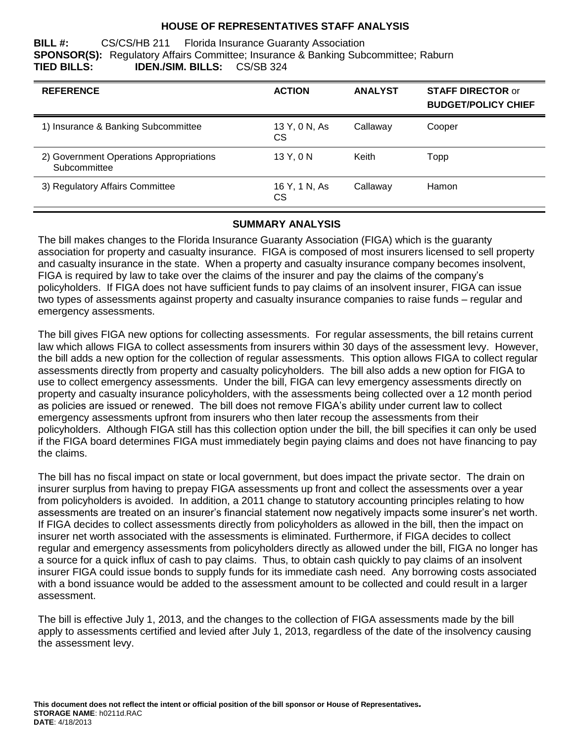# HOUSE OF REPRESENTATIVES STAFF ANALYSIS

**BILL #:** CS/CS/HB 211 Florida Insurance Guaranty Association
**SPONSOR(S):** Regulatory Affairs Committee; Insurance & Banking Subcommittee; Raburn
**TIED BILLS:** **IDEN./SIM. BILLS:** CS/SB 324

| REFERENCE | ACTION | ANALYST | STAFF DIRECTOR or BUDGET/POLICY CHIEF |
|---|---|---|---|
| 1) Insurance & Banking Subcommittee | 13 Y, 0 N, As CS | Callaway | Cooper |
| 2) Government Operations Appropriations Subcommittee | 13 Y, 0 N | Keith | Topp |
| 3) Regulatory Affairs Committee | 16 Y, 1 N, As CS | Callaway | Hamon |

## SUMMARY ANALYSIS

The bill makes changes to the Florida Insurance Guaranty Association (FIGA) which is the guaranty association for property and casualty insurance. FIGA is composed of most insurers licensed to sell property and casualty insurance in the state. When a property and casualty insurance company becomes insolvent, FIGA is required by law to take over the claims of the insurer and pay the claims of the company's policyholders. If FIGA does not have sufficient funds to pay claims of an insolvent insurer, FIGA can issue two types of assessments against property and casualty insurance companies to raise funds – regular and emergency assessments.

The bill gives FIGA new options for collecting assessments. For regular assessments, the bill retains current law which allows FIGA to collect assessments from insurers within 30 days of the assessment levy. However, the bill adds a new option for the collection of regular assessments. This option allows FIGA to collect regular assessments directly from property and casualty policyholders. The bill also adds a new option for FIGA to use to collect emergency assessments. Under the bill, FIGA can levy emergency assessments directly on property and casualty insurance policyholders, with the assessments being collected over a 12 month period as policies are issued or renewed. The bill does not remove FIGA's ability under current law to collect emergency assessments upfront from insurers who then later recoup the assessments from their policyholders. Although FIGA still has this collection option under the bill, the bill specifies it can only be used if the FIGA board determines FIGA must immediately begin paying claims and does not have financing to pay the claims.

The bill has no fiscal impact on state or local government, but does impact the private sector. The drain on insurer surplus from having to prepay FIGA assessments up front and collect the assessments over a year from policyholders is avoided. In addition, a 2011 change to statutory accounting principles relating to how assessments are treated on an insurer's financial statement now negatively impacts some insurer's net worth. If FIGA decides to collect assessments directly from policyholders as allowed in the bill, then the impact on insurer net worth associated with the assessments is eliminated. Furthermore, if FIGA decides to collect regular and emergency assessments from policyholders directly as allowed under the bill, FIGA no longer has a source for a quick influx of cash to pay claims. Thus, to obtain cash quickly to pay claims of an insolvent insurer FIGA could issue bonds to supply funds for its immediate cash need. Any borrowing costs associated with a bond issuance would be added to the assessment amount to be collected and could result in a larger assessment.

The bill is effective July 1, 2013, and the changes to the collection of FIGA assessments made by the bill apply to assessments certified and levied after July 1, 2013, regardless of the date of the insolvency causing the assessment levy.

**This document does not reflect the intent or official position of the bill sponsor or House of Representatives.**
**STORAGE NAME**: h0211d.RAC
**DATE**: 4/18/2013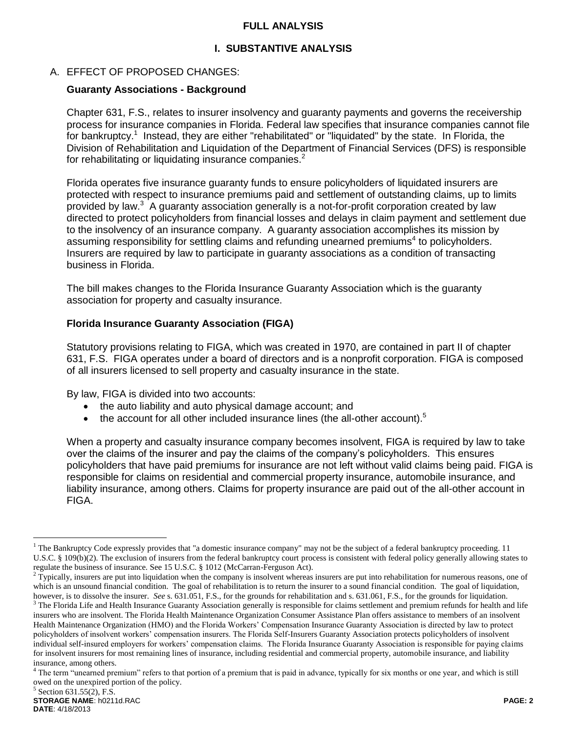# FULL ANALYSIS

## I. SUBSTANTIVE ANALYSIS

### A. EFFECT OF PROPOSED CHANGES:

**Guaranty Associations - Background**

Chapter 631, F.S., relates to insurer insolvency and guaranty payments and governs the receivership process for insurance companies in Florida. Federal law specifies that insurance companies cannot file for bankruptcy.[1] Instead, they are either "rehabilitated" or "liquidated" by the state. In Florida, the Division of Rehabilitation and Liquidation of the Department of Financial Services (DFS) is responsible for rehabilitating or liquidating insurance companies.[2]

Florida operates five insurance guaranty funds to ensure policyholders of liquidated insurers are protected with respect to insurance premiums paid and settlement of outstanding claims, up to limits provided by law.[3] A guaranty association generally is a not-for-profit corporation created by law directed to protect policyholders from financial losses and delays in claim payment and settlement due to the insolvency of an insurance company. A guaranty association accomplishes its mission by assuming responsibility for settling claims and refunding unearned premiums[4] to policyholders. Insurers are required by law to participate in guaranty associations as a condition of transacting business in Florida.

The bill makes changes to the Florida Insurance Guaranty Association which is the guaranty association for property and casualty insurance.

**Florida Insurance Guaranty Association (FIGA)**

Statutory provisions relating to FIGA, which was created in 1970, are contained in part II of chapter 631, F.S. FIGA operates under a board of directors and is a nonprofit corporation. FIGA is composed of all insurers licensed to sell property and casualty insurance in the state.

By law, FIGA is divided into two accounts:

- the auto liability and auto physical damage account; and
- the account for all other included insurance lines (the all-other account).[5]

When a property and casualty insurance company becomes insolvent, FIGA is required by law to take over the claims of the insurer and pay the claims of the company's policyholders. This ensures policyholders that have paid premiums for insurance are not left without valid claims being paid. FIGA is responsible for claims on residential and commercial property insurance, automobile insurance, and liability insurance, among others. Claims for property insurance are paid out of the all-other account in FIGA.

---

[1] The Bankruptcy Code expressly provides that "a domestic insurance company" may not be the subject of a federal bankruptcy proceeding. 11 U.S.C. § 109(b)(2). The exclusion of insurers from the federal bankruptcy court process is consistent with federal policy generally allowing states to regulate the business of insurance. See 15 U.S.C. § 1012 (McCarran-Ferguson Act).

[2] Typically, insurers are put into liquidation when the company is insolvent whereas insurers are put into rehabilitation for numerous reasons, one of which is an unsound financial condition. The goal of rehabilitation is to return the insurer to a sound financial condition. The goal of liquidation, however, is to dissolve the insurer. *See* s. 631.051, F.S., for the grounds for rehabilitation and s. 631.061, F.S., for the grounds for liquidation.

[3] The Florida Life and Health Insurance Guaranty Association generally is responsible for claims settlement and premium refunds for health and life insurers who are insolvent. The Florida Health Maintenance Organization Consumer Assistance Plan offers assistance to members of an insolvent Health Maintenance Organization (HMO) and the Florida Workers' Compensation Insurance Guaranty Association is directed by law to protect policyholders of insolvent workers' compensation insurers. The Florida Self-Insurers Guaranty Association protects policyholders of insolvent individual self-insured employers for workers' compensation claims. The Florida Insurance Guaranty Association is responsible for paying claims for insolvent insurers for most remaining lines of insurance, including residential and commercial property, automobile insurance, and liability insurance, among others.

[4] The term "unearned premium" refers to that portion of a premium that is paid in advance, typically for six months or one year, and which is still owed on the unexpired portion of the policy.

[5] Section 631.55(2), F.S.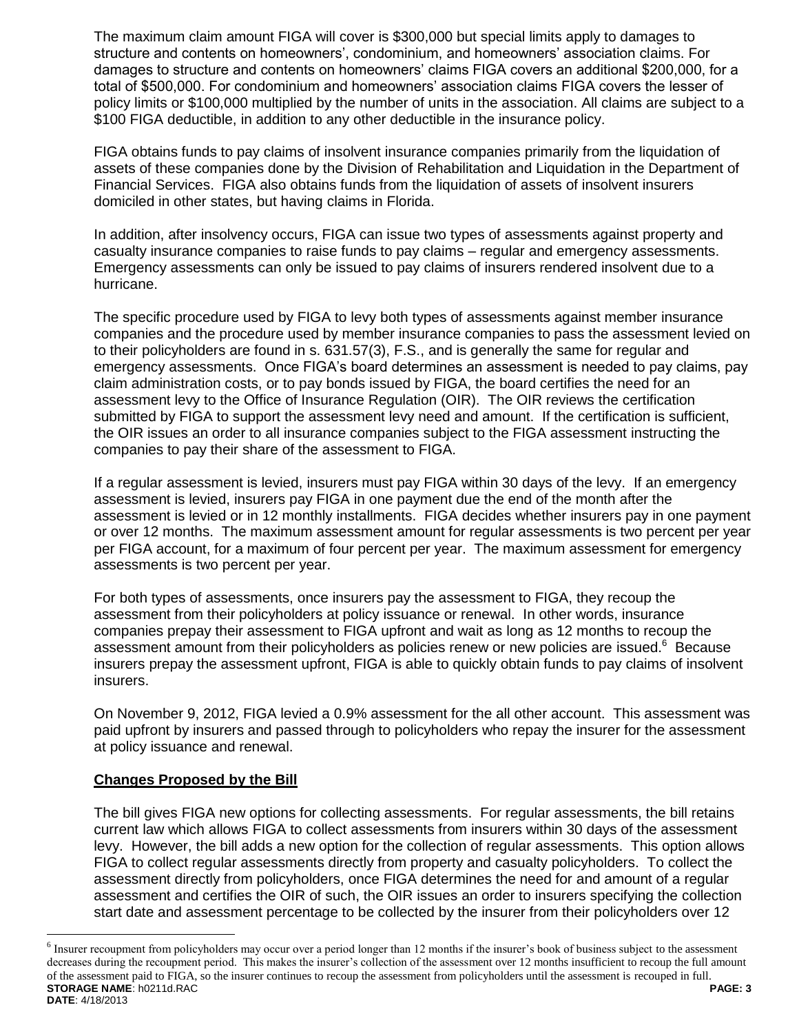The maximum claim amount FIGA will cover is $300,000 but special limits apply to damages to structure and contents on homeowners', condominium, and homeowners' association claims. For damages to structure and contents on homeowners' claims FIGA covers an additional $200,000, for a total of $500,000. For condominium and homeowners' association claims FIGA covers the lesser of policy limits or $100,000 multiplied by the number of units in the association. All claims are subject to a $100 FIGA deductible, in addition to any other deductible in the insurance policy.

FIGA obtains funds to pay claims of insolvent insurance companies primarily from the liquidation of assets of these companies done by the Division of Rehabilitation and Liquidation in the Department of Financial Services. FIGA also obtains funds from the liquidation of assets of insolvent insurers domiciled in other states, but having claims in Florida.

In addition, after insolvency occurs, FIGA can issue two types of assessments against property and casualty insurance companies to raise funds to pay claims – regular and emergency assessments. Emergency assessments can only be issued to pay claims of insurers rendered insolvent due to a hurricane.

The specific procedure used by FIGA to levy both types of assessments against member insurance companies and the procedure used by member insurance companies to pass the assessment levied on to their policyholders are found in s. 631.57(3), F.S., and is generally the same for regular and emergency assessments. Once FIGA's board determines an assessment is needed to pay claims, pay claim administration costs, or to pay bonds issued by FIGA, the board certifies the need for an assessment levy to the Office of Insurance Regulation (OIR). The OIR reviews the certification submitted by FIGA to support the assessment levy need and amount. If the certification is sufficient, the OIR issues an order to all insurance companies subject to the FIGA assessment instructing the companies to pay their share of the assessment to FIGA.

If a regular assessment is levied, insurers must pay FIGA within 30 days of the levy. If an emergency assessment is levied, insurers pay FIGA in one payment due the end of the month after the assessment is levied or in 12 monthly installments. FIGA decides whether insurers pay in one payment or over 12 months. The maximum assessment amount for regular assessments is two percent per year per FIGA account, for a maximum of four percent per year. The maximum assessment for emergency assessments is two percent per year.

For both types of assessments, once insurers pay the assessment to FIGA, they recoup the assessment from their policyholders at policy issuance or renewal. In other words, insurance companies prepay their assessment to FIGA upfront and wait as long as 12 months to recoup the assessment amount from their policyholders as policies renew or new policies are issued.[6] Because insurers prepay the assessment upfront, FIGA is able to quickly obtain funds to pay claims of insolvent insurers.

On November 9, 2012, FIGA levied a 0.9% assessment for the all other account. This assessment was paid upfront by insurers and passed through to policyholders who repay the insurer for the assessment at policy issuance and renewal.

## **Changes Proposed by the Bill**

The bill gives FIGA new options for collecting assessments. For regular assessments, the bill retains current law which allows FIGA to collect assessments from insurers within 30 days of the assessment levy. However, the bill adds a new option for the collection of regular assessments. This option allows FIGA to collect regular assessments directly from property and casualty policyholders. To collect the assessment directly from policyholders, once FIGA determines the need for and amount of a regular assessment and certifies the OIR of such, the OIR issues an order to insurers specifying the collection start date and assessment percentage to be collected by the insurer from their policyholders over 12

[6] Insurer recoupment from policyholders may occur over a period longer than 12 months if the insurer's book of business subject to the assessment decreases during the recoupment period. This makes the insurer's collection of the assessment over 12 months insufficient to recoup the full amount of the assessment paid to FIGA, so the insurer continues to recoup the assessment from policyholders until the assessment is recouped in full.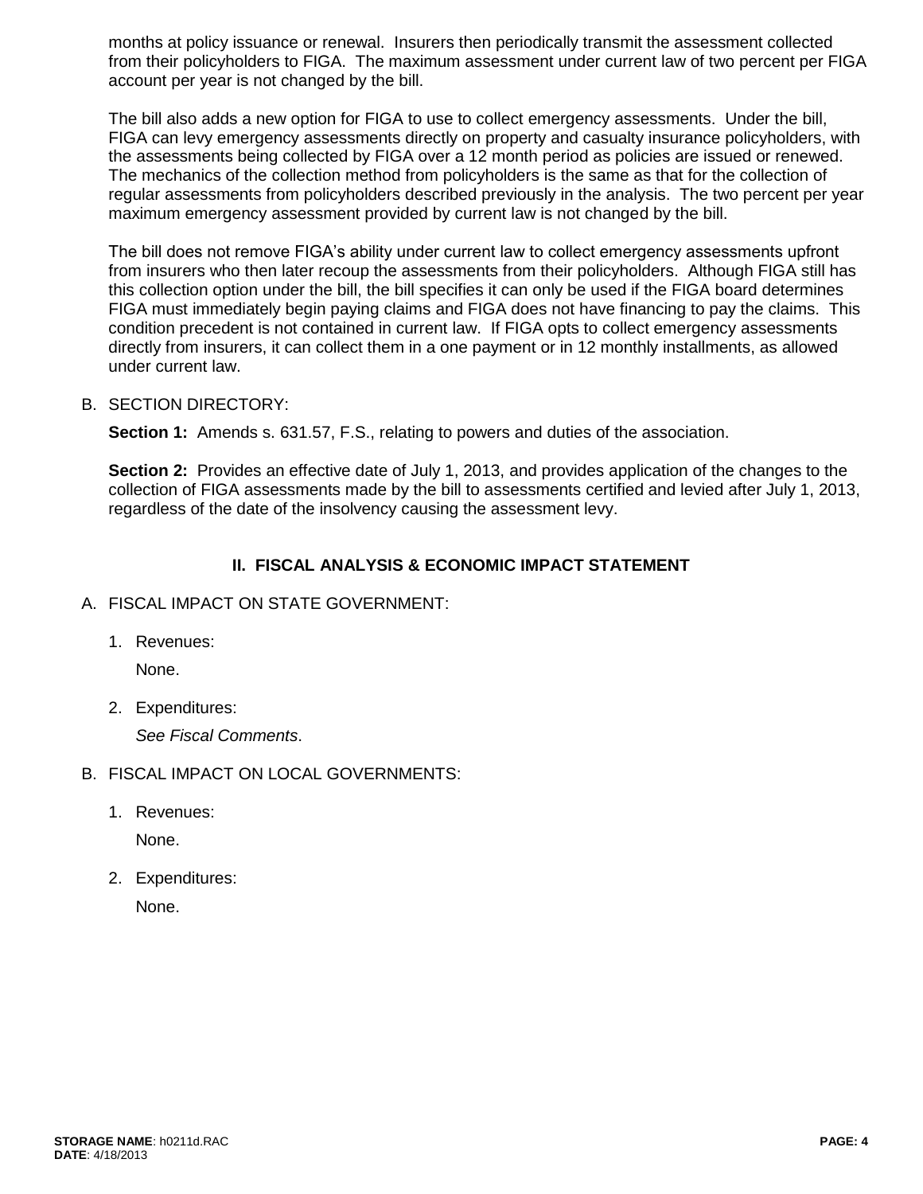months at policy issuance or renewal. Insurers then periodically transmit the assessment collected from their policyholders to FIGA. The maximum assessment under current law of two percent per FIGA account per year is not changed by the bill.

The bill also adds a new option for FIGA to use to collect emergency assessments. Under the bill, FIGA can levy emergency assessments directly on property and casualty insurance policyholders, with the assessments being collected by FIGA over a 12 month period as policies are issued or renewed. The mechanics of the collection method from policyholders is the same as that for the collection of regular assessments from policyholders described previously in the analysis. The two percent per year maximum emergency assessment provided by current law is not changed by the bill.

The bill does not remove FIGA's ability under current law to collect emergency assessments upfront from insurers who then later recoup the assessments from their policyholders. Although FIGA still has this collection option under the bill, the bill specifies it can only be used if the FIGA board determines FIGA must immediately begin paying claims and FIGA does not have financing to pay the claims. This condition precedent is not contained in current law. If FIGA opts to collect emergency assessments directly from insurers, it can collect them in a one payment or in 12 monthly installments, as allowed under current law.

B. SECTION DIRECTORY:

**Section 1:** Amends s. 631.57, F.S., relating to powers and duties of the association.

**Section 2:** Provides an effective date of July 1, 2013, and provides application of the changes to the collection of FIGA assessments made by the bill to assessments certified and levied after July 1, 2013, regardless of the date of the insolvency causing the assessment levy.

## II. FISCAL ANALYSIS & ECONOMIC IMPACT STATEMENT

A. FISCAL IMPACT ON STATE GOVERNMENT:

1. Revenues:

   None.

2. Expenditures:

   *See Fiscal Comments*.

B. FISCAL IMPACT ON LOCAL GOVERNMENTS:

1. Revenues:

   None.

2. Expenditures:

   None.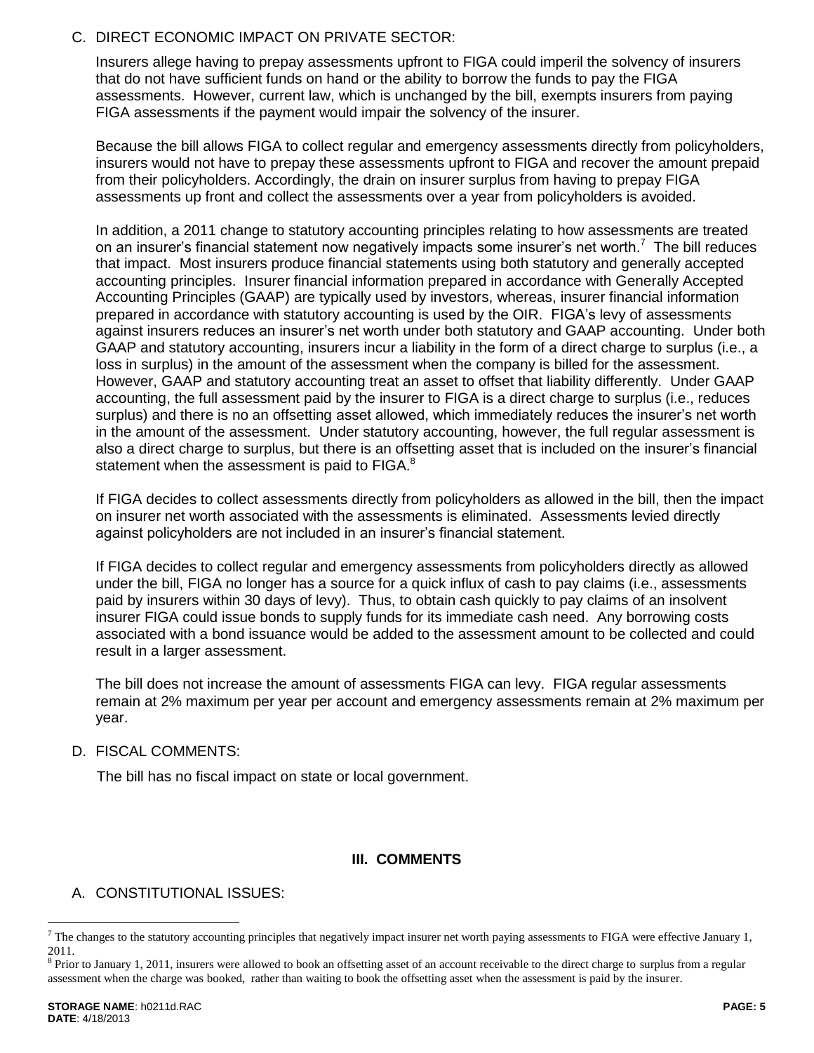C. DIRECT ECONOMIC IMPACT ON PRIVATE SECTOR:

Insurers allege having to prepay assessments upfront to FIGA could imperil the solvency of insurers that do not have sufficient funds on hand or the ability to borrow the funds to pay the FIGA assessments. However, current law, which is unchanged by the bill, exempts insurers from paying FIGA assessments if the payment would impair the solvency of the insurer.

Because the bill allows FIGA to collect regular and emergency assessments directly from policyholders, insurers would not have to prepay these assessments upfront to FIGA and recover the amount prepaid from their policyholders. Accordingly, the drain on insurer surplus from having to prepay FIGA assessments up front and collect the assessments over a year from policyholders is avoided.

In addition, a 2011 change to statutory accounting principles relating to how assessments are treated on an insurer's financial statement now negatively impacts some insurer's net worth.[7] The bill reduces that impact. Most insurers produce financial statements using both statutory and generally accepted accounting principles. Insurer financial information prepared in accordance with Generally Accepted Accounting Principles (GAAP) are typically used by investors, whereas, insurer financial information prepared in accordance with statutory accounting is used by the OIR. FIGA's levy of assessments against insurers reduces an insurer's net worth under both statutory and GAAP accounting. Under both GAAP and statutory accounting, insurers incur a liability in the form of a direct charge to surplus (i.e., a loss in surplus) in the amount of the assessment when the company is billed for the assessment. However, GAAP and statutory accounting treat an asset to offset that liability differently. Under GAAP accounting, the full assessment paid by the insurer to FIGA is a direct charge to surplus (i.e., reduces surplus) and there is no an offsetting asset allowed, which immediately reduces the insurer's net worth in the amount of the assessment. Under statutory accounting, however, the full regular assessment is also a direct charge to surplus, but there is an offsetting asset that is included on the insurer's financial statement when the assessment is paid to FIGA.[8]

If FIGA decides to collect assessments directly from policyholders as allowed in the bill, then the impact on insurer net worth associated with the assessments is eliminated. Assessments levied directly against policyholders are not included in an insurer's financial statement.

If FIGA decides to collect regular and emergency assessments from policyholders directly as allowed under the bill, FIGA no longer has a source for a quick influx of cash to pay claims (i.e., assessments paid by insurers within 30 days of levy). Thus, to obtain cash quickly to pay claims of an insolvent insurer FIGA could issue bonds to supply funds for its immediate cash need. Any borrowing costs associated with a bond issuance would be added to the assessment amount to be collected and could result in a larger assessment.

The bill does not increase the amount of assessments FIGA can levy. FIGA regular assessments remain at 2% maximum per year per account and emergency assessments remain at 2% maximum per year.

D. FISCAL COMMENTS:

The bill has no fiscal impact on state or local government.

## III. COMMENTS

A. CONSTITUTIONAL ISSUES:

---

[7] The changes to the statutory accounting principles that negatively impact insurer net worth paying assessments to FIGA were effective January 1, 2011.

[8] Prior to January 1, 2011, insurers were allowed to book an offsetting asset of an account receivable to the direct charge to surplus from a regular assessment when the charge was booked, rather than waiting to book the offsetting asset when the assessment is paid by the insurer.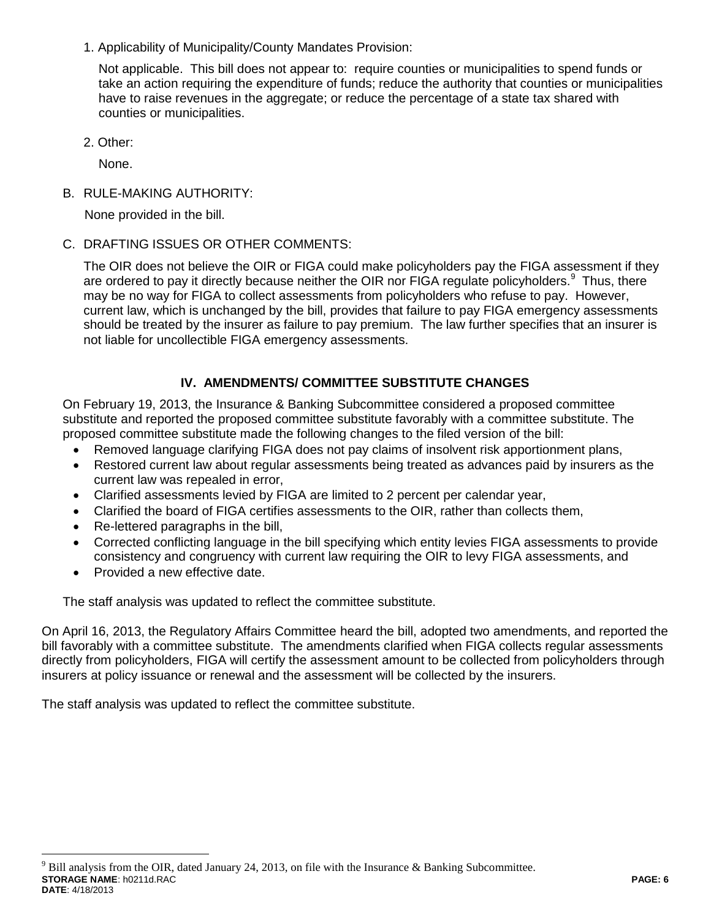1. Applicability of Municipality/County Mandates Provision:

   Not applicable. This bill does not appear to: require counties or municipalities to spend funds or take an action requiring the expenditure of funds; reduce the authority that counties or municipalities have to raise revenues in the aggregate; or reduce the percentage of a state tax shared with counties or municipalities.

2. Other:

   None.

B. RULE-MAKING AUTHORITY:

   None provided in the bill.

C. DRAFTING ISSUES OR OTHER COMMENTS:

   The OIR does not believe the OIR or FIGA could make policyholders pay the FIGA assessment if they are ordered to pay it directly because neither the OIR nor FIGA regulate policyholders.[9] Thus, there may be no way for FIGA to collect assessments from policyholders who refuse to pay. However, current law, which is unchanged by the bill, provides that failure to pay FIGA emergency assessments should be treated by the insurer as failure to pay premium. The law further specifies that an insurer is not liable for uncollectible FIGA emergency assessments.

## IV. AMENDMENTS/ COMMITTEE SUBSTITUTE CHANGES

On February 19, 2013, the Insurance & Banking Subcommittee considered a proposed committee substitute and reported the proposed committee substitute favorably with a committee substitute. The proposed committee substitute made the following changes to the filed version of the bill:

- Removed language clarifying FIGA does not pay claims of insolvent risk apportionment plans,
- Restored current law about regular assessments being treated as advances paid by insurers as the current law was repealed in error,
- Clarified assessments levied by FIGA are limited to 2 percent per calendar year,
- Clarified the board of FIGA certifies assessments to the OIR, rather than collects them,
- Re-lettered paragraphs in the bill,
- Corrected conflicting language in the bill specifying which entity levies FIGA assessments to provide consistency and congruency with current law requiring the OIR to levy FIGA assessments, and
- Provided a new effective date.

The staff analysis was updated to reflect the committee substitute.

On April 16, 2013, the Regulatory Affairs Committee heard the bill, adopted two amendments, and reported the bill favorably with a committee substitute. The amendments clarified when FIGA collects regular assessments directly from policyholders, FIGA will certify the assessment amount to be collected from policyholders through insurers at policy issuance or renewal and the assessment will be collected by the insurers.

The staff analysis was updated to reflect the committee substitute.

[9] Bill analysis from the OIR, dated January 24, 2013, on file with the Insurance & Banking Subcommittee.